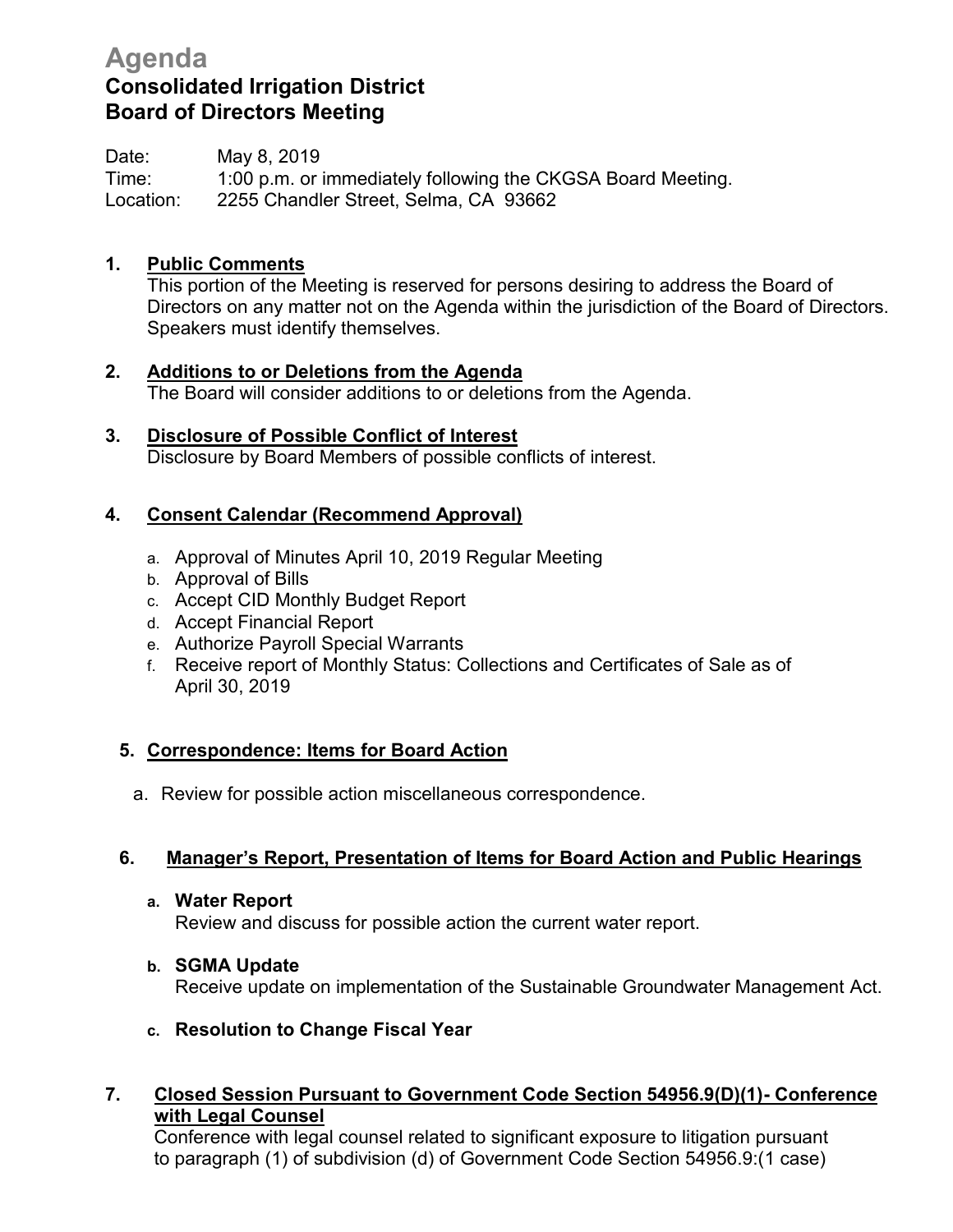# Agenda

## Consolidated Irrigation District
## Board of Directors Meeting

Date: May 8, 2019
Time: 1:00 p.m. or immediately following the CKGSA Board Meeting.
Location: 2255 Chandler Street, Selma, CA 93662

**1. Public Comments**

This portion of the Meeting is reserved for persons desiring to address the Board of Directors on any matter not on the Agenda within the jurisdiction of the Board of Directors. Speakers must identify themselves.

**2. Additions to or Deletions from the Agenda**

The Board will consider additions to or deletions from the Agenda.

**3. Disclosure of Possible Conflict of Interest**

Disclosure by Board Members of possible conflicts of interest.

**4. Consent Calendar (Recommend Approval)**

a. Approval of Minutes April 10, 2019 Regular Meeting
b. Approval of Bills
c. Accept CID Monthly Budget Report
d. Accept Financial Report
e. Authorize Payroll Special Warrants
f. Receive report of Monthly Status: Collections and Certificates of Sale as of April 30, 2019

**5. Correspondence: Items for Board Action**

a. Review for possible action miscellaneous correspondence.

**6. Manager's Report, Presentation of Items for Board Action and Public Hearings**

**a. Water Report**
Review and discuss for possible action the current water report.

**b. SGMA Update**
Receive update on implementation of the Sustainable Groundwater Management Act.

**c. Resolution to Change Fiscal Year**

**7. Closed Session Pursuant to Government Code Section 54956.9(D)(1)- Conference with Legal Counsel**

Conference with legal counsel related to significant exposure to litigation pursuant to paragraph (1) of subdivision (d) of Government Code Section 54956.9:(1 case)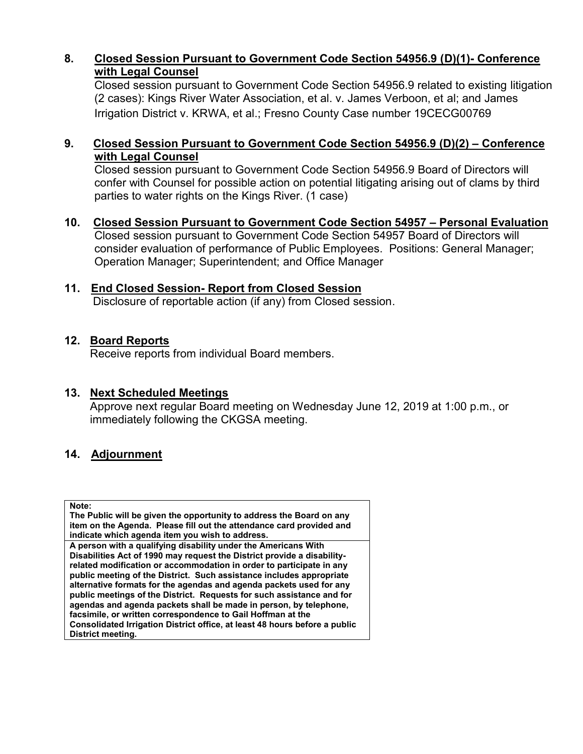**8. Closed Session Pursuant to Government Code Section 54956.9 (D)(1)- Conference with Legal Counsel**

Closed session pursuant to Government Code Section 54956.9 related to existing litigation (2 cases): Kings River Water Association, et al. v. James Verboon, et al; and James Irrigation District v. KRWA, et al.; Fresno County Case number 19CECG00769

**9. Closed Session Pursuant to Government Code Section 54956.9 (D)(2) – Conference with Legal Counsel**

Closed session pursuant to Government Code Section 54956.9 Board of Directors will confer with Counsel for possible action on potential litigating arising out of clams by third parties to water rights on the Kings River. (1 case)

**10. Closed Session Pursuant to Government Code Section 54957 – Personal Evaluation**

Closed session pursuant to Government Code Section 54957 Board of Directors will consider evaluation of performance of Public Employees. Positions: General Manager; Operation Manager; Superintendent; and Office Manager

**11. End Closed Session- Report from Closed Session**

Disclosure of reportable action (if any) from Closed session.

**12. Board Reports**

Receive reports from individual Board members.

**13. Next Scheduled Meetings**

Approve next regular Board meeting on Wednesday June 12, 2019 at 1:00 p.m., or immediately following the CKGSA meeting.

**14. Adjournment**

**Note:**
**The Public will be given the opportunity to address the Board on any item on the Agenda. Please fill out the attendance card provided and indicate which agenda item you wish to address.**

**A person with a qualifying disability under the Americans With Disabilities Act of 1990 may request the District provide a disability-related modification or accommodation in order to participate in any public meeting of the District. Such assistance includes appropriate alternative formats for the agendas and agenda packets used for any public meetings of the District. Requests for such assistance and for agendas and agenda packets shall be made in person, by telephone, facsimile, or written correspondence to Gail Hoffman at the Consolidated Irrigation District office, at least 48 hours before a public District meeting.**